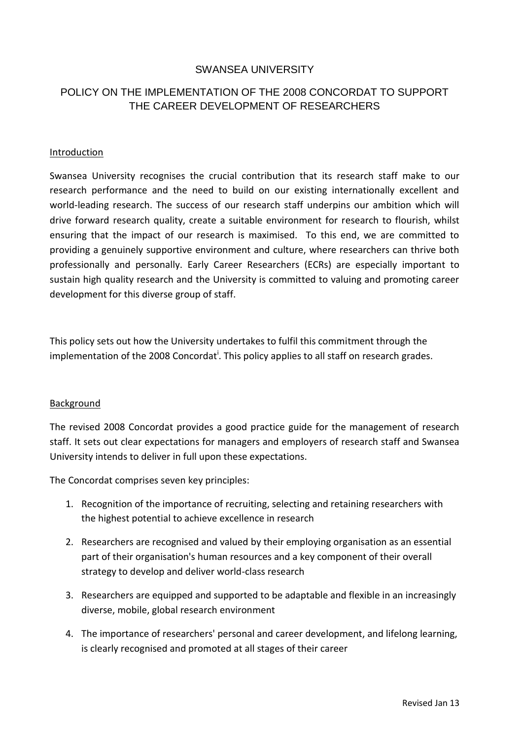# SWANSEA UNIVERSITY

## POLICY ON THE IMPLEMENTATION OF THE 2008 CONCORDAT TO SUPPORT THE CAREER DEVELOPMENT OF RESEARCHERS

### Introduction

Swansea University recognises the crucial contribution that its research staff make to our research performance and the need to build on our existing internationally excellent and world-leading research. The success of our research staff underpins our ambition which will drive forward research quality, create a suitable environment for research to flourish, whilst ensuring that the impact of our research is maximised. To this end, we are committed to providing a genuinely supportive environment and culture, where researchers can thrive both professionally and personally. Early Career Researchers (ECRs) are especially important to sustain high quality research and the University is committed to valuing and promoting career development for this diverse group of staff.

This policy sets out how the University undertakes to fulfil this commitment through the implementation of the 2008 Concordat[i]. This policy applies to all staff on research grades.

### Background

The revised 2008 Concordat provides a good practice guide for the management of research staff. It sets out clear expectations for managers and employers of research staff and Swansea University intends to deliver in full upon these expectations.

The Concordat comprises seven key principles:

1. Recognition of the importance of recruiting, selecting and retaining researchers with the highest potential to achieve excellence in research
2. Researchers are recognised and valued by their employing organisation as an essential part of their organisation's human resources and a key component of their overall strategy to develop and deliver world-class research
3. Researchers are equipped and supported to be adaptable and flexible in an increasingly diverse, mobile, global research environment
4. The importance of researchers' personal and career development, and lifelong learning, is clearly recognised and promoted at all stages of their career

Revised Jan 13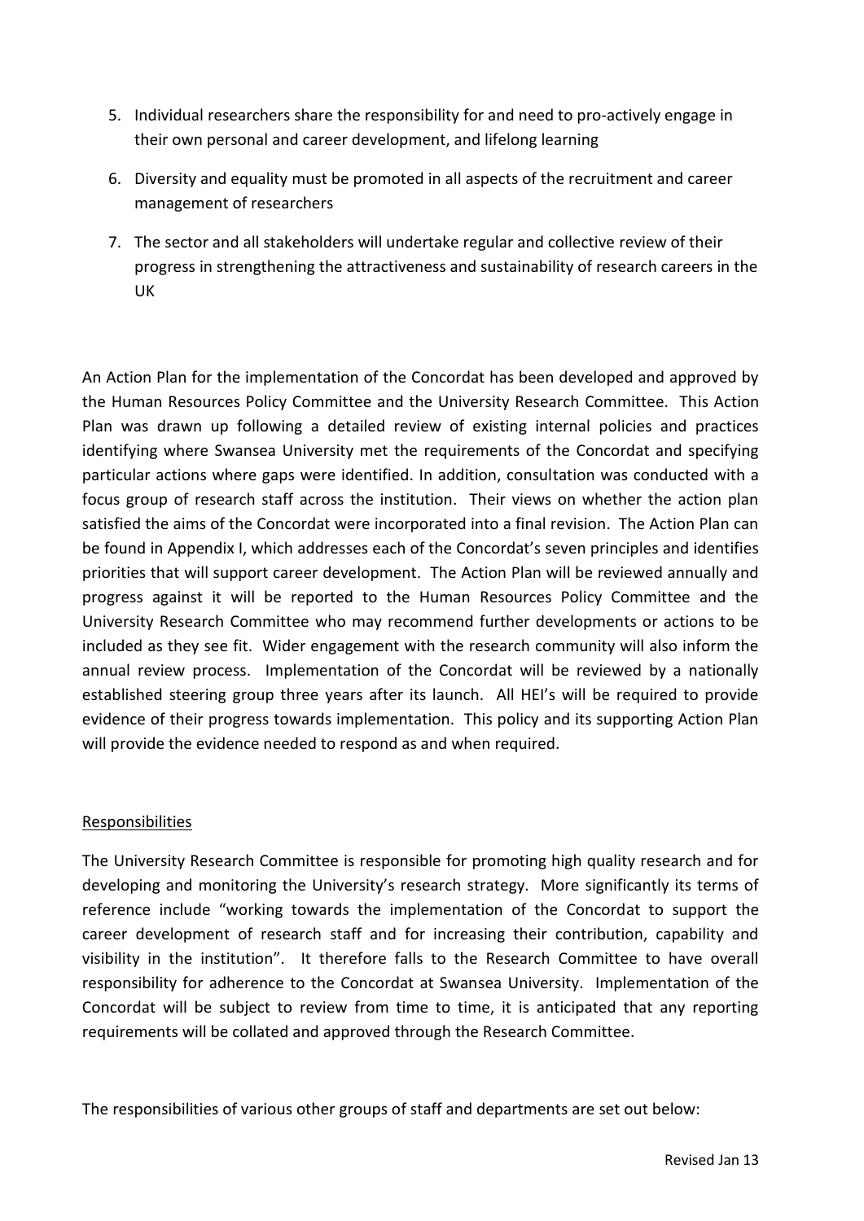5. Individual researchers share the responsibility for and need to pro-actively engage in their own personal and career development, and lifelong learning
6. Diversity and equality must be promoted in all aspects of the recruitment and career management of researchers
7. The sector and all stakeholders will undertake regular and collective review of their progress in strengthening the attractiveness and sustainability of research careers in the UK

An Action Plan for the implementation of the Concordat has been developed and approved by the Human Resources Policy Committee and the University Research Committee. This Action Plan was drawn up following a detailed review of existing internal policies and practices identifying where Swansea University met the requirements of the Concordat and specifying particular actions where gaps were identified. In addition, consultation was conducted with a focus group of research staff across the institution. Their views on whether the action plan satisfied the aims of the Concordat were incorporated into a final revision. The Action Plan can be found in Appendix I, which addresses each of the Concordat's seven principles and identifies priorities that will support career development. The Action Plan will be reviewed annually and progress against it will be reported to the Human Resources Policy Committee and the University Research Committee who may recommend further developments or actions to be included as they see fit. Wider engagement with the research community will also inform the annual review process. Implementation of the Concordat will be reviewed by a nationally established steering group three years after its launch. All HEI's will be required to provide evidence of their progress towards implementation. This policy and its supporting Action Plan will provide the evidence needed to respond as and when required.

## Responsibilities

The University Research Committee is responsible for promoting high quality research and for developing and monitoring the University's research strategy. More significantly its terms of reference include "working towards the implementation of the Concordat to support the career development of research staff and for increasing their contribution, capability and visibility in the institution". It therefore falls to the Research Committee to have overall responsibility for adherence to the Concordat at Swansea University. Implementation of the Concordat will be subject to review from time to time, it is anticipated that any reporting requirements will be collated and approved through the Research Committee.

The responsibilities of various other groups of staff and departments are set out below: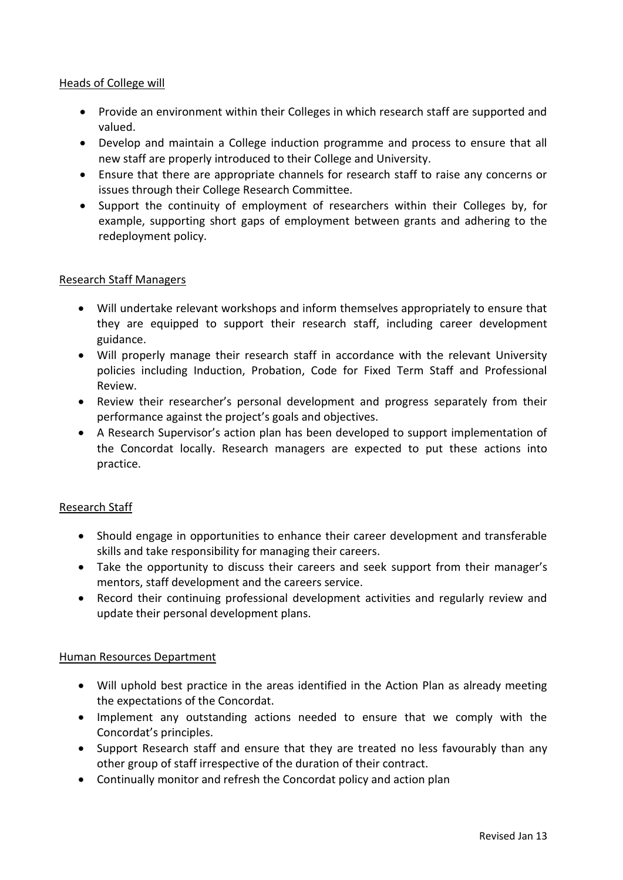Heads of College will

- Provide an environment within their Colleges in which research staff are supported and valued.
- Develop and maintain a College induction programme and process to ensure that all new staff are properly introduced to their College and University.
- Ensure that there are appropriate channels for research staff to raise any concerns or issues through their College Research Committee.
- Support the continuity of employment of researchers within their Colleges by, for example, supporting short gaps of employment between grants and adhering to the redeployment policy.

Research Staff Managers

- Will undertake relevant workshops and inform themselves appropriately to ensure that they are equipped to support their research staff, including career development guidance.
- Will properly manage their research staff in accordance with the relevant University policies including Induction, Probation, Code for Fixed Term Staff and Professional Review.
- Review their researcher's personal development and progress separately from their performance against the project's goals and objectives.
- A Research Supervisor's action plan has been developed to support implementation of the Concordat locally. Research managers are expected to put these actions into practice.

Research Staff

- Should engage in opportunities to enhance their career development and transferable skills and take responsibility for managing their careers.
- Take the opportunity to discuss their careers and seek support from their manager's mentors, staff development and the careers service.
- Record their continuing professional development activities and regularly review and update their personal development plans.

Human Resources Department

- Will uphold best practice in the areas identified in the Action Plan as already meeting the expectations of the Concordat.
- Implement any outstanding actions needed to ensure that we comply with the Concordat's principles.
- Support Research staff and ensure that they are treated no less favourably than any other group of staff irrespective of the duration of their contract.
- Continually monitor and refresh the Concordat policy and action plan

Revised Jan 13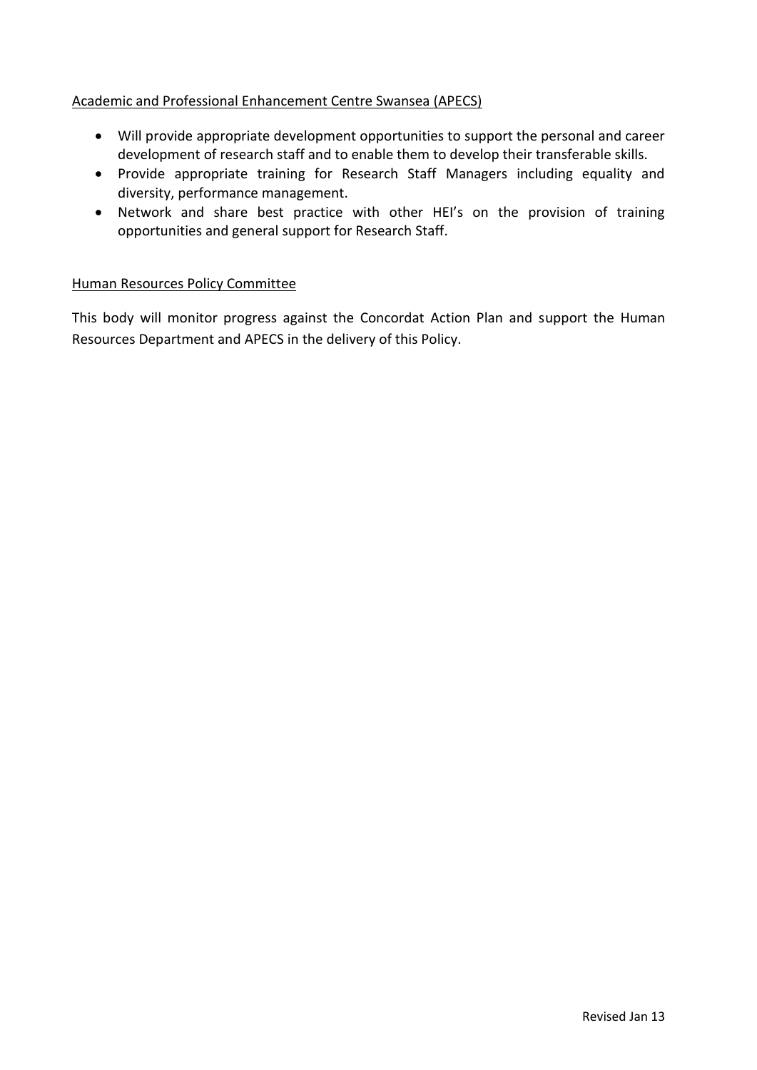Academic and Professional Enhancement Centre Swansea (APECS)

- Will provide appropriate development opportunities to support the personal and career development of research staff and to enable them to develop their transferable skills.
- Provide appropriate training for Research Staff Managers including equality and diversity, performance management.
- Network and share best practice with other HEI's on the provision of training opportunities and general support for Research Staff.

Human Resources Policy Committee

This body will monitor progress against the Concordat Action Plan and support the Human Resources Department and APECS in the delivery of this Policy.

Revised Jan 13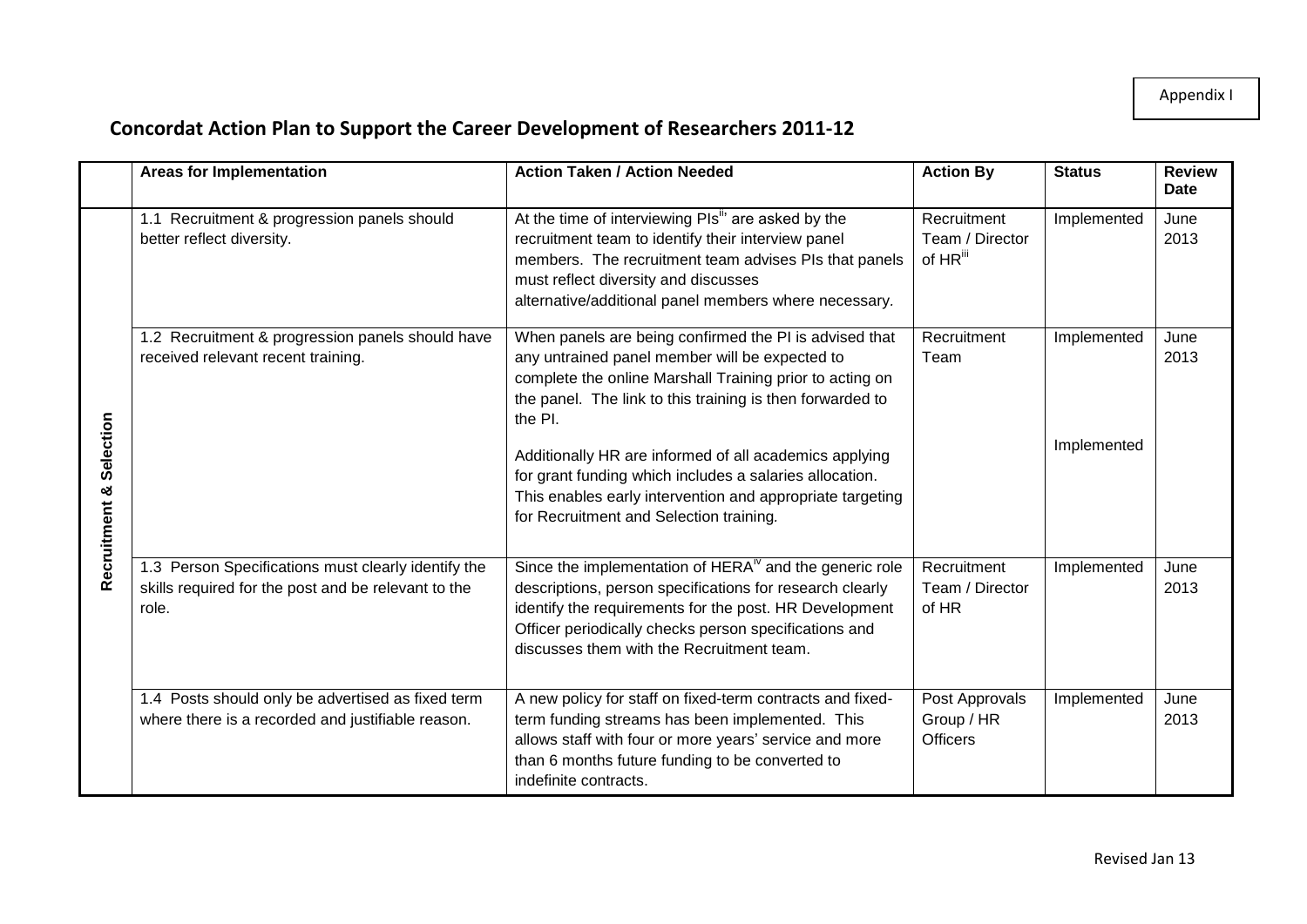Appendix I

## Concordat Action Plan to Support the Career Development of Researchers 2011-12

| | Areas for Implementation | Action Taken / Action Needed | Action By | Status | Review Date |
|---|---|---|---|---|---|
| Recruitment & Selection | 1.1 Recruitment & progression panels should better reflect diversity. | At the time of interviewing PIs[ii] are asked by the recruitment team to identify their interview panel members. The recruitment team advises PIs that panels must reflect diversity and discusses alternative/additional panel members where necessary. | Recruitment Team / Director of HR[iii] | Implemented | June 2013 |
| | 1.2 Recruitment & progression panels should have received relevant recent training. | When panels are being confirmed the PI is advised that any untrained panel member will be expected to complete the online Marshall Training prior to acting on the panel. The link to this training is then forwarded to the PI.<br><br>Additionally HR are informed of all academics applying for grant funding which includes a salaries allocation. This enables early intervention and appropriate targeting for Recruitment and Selection training. | Recruitment Team | Implemented<br><br>Implemented | June 2013 |
| | 1.3 Person Specifications must clearly identify the skills required for the post and be relevant to the role. | Since the implementation of HERA[iv] and the generic role descriptions, person specifications for research clearly identify the requirements for the post. HR Development Officer periodically checks person specifications and discusses them with the Recruitment team. | Recruitment Team / Director of HR | Implemented | June 2013 |
| | 1.4 Posts should only be advertised as fixed term where there is a recorded and justifiable reason. | A new policy for staff on fixed-term contracts and fixed-term funding streams has been implemented. This allows staff with four or more years' service and more than 6 months future funding to be converted to indefinite contracts. | Post Approvals Group / HR Officers | Implemented | June 2013 |

Revised Jan 13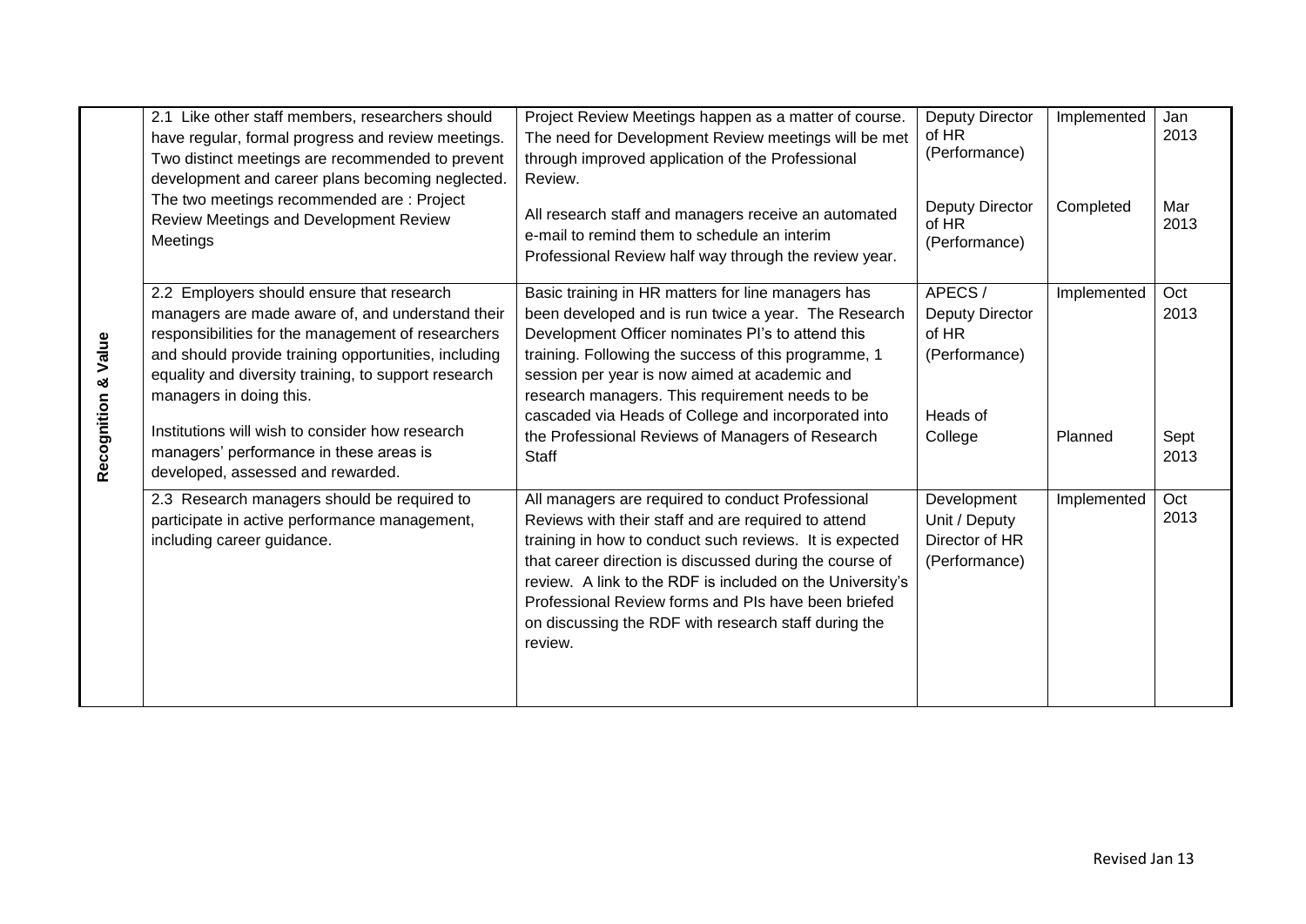| | | | | | |
|---|---|---|---|---|---|
| Recognition & Value | 2.1 Like other staff members, researchers should have regular, formal progress and review meetings. Two distinct meetings are recommended to prevent development and career plans becoming neglected. The two meetings recommended are : Project Review Meetings and Development Review Meetings | Project Review Meetings happen as a matter of course. The need for Development Review meetings will be met through improved application of the Professional Review.<br><br>All research staff and managers receive an automated e-mail to remind them to schedule an interim Professional Review half way through the review year. | Deputy Director of HR (Performance)<br><br>Deputy Director of HR (Performance) | Implemented<br><br>Completed | Jan 2013<br><br>Mar 2013 |
| | 2.2 Employers should ensure that research managers are made aware of, and understand their responsibilities for the management of researchers and should provide training opportunities, including equality and diversity training, to support research managers in doing this.<br><br>Institutions will wish to consider how research managers' performance in these areas is developed, assessed and rewarded. | Basic training in HR matters for line managers has been developed and is run twice a year. The Research Development Officer nominates PI's to attend this training. Following the success of this programme, 1 session per year is now aimed at academic and research managers. This requirement needs to be cascaded via Heads of College and incorporated into the Professional Reviews of Managers of Research Staff | APECS / Deputy Director of HR (Performance)<br><br>Heads of College | Implemented<br><br>Planned | Oct 2013<br><br>Sept 2013 |
| | 2.3 Research managers should be required to participate in active performance management, including career guidance. | All managers are required to conduct Professional Reviews with their staff and are required to attend training in how to conduct such reviews. It is expected that career direction is discussed during the course of review. A link to the RDF is included on the University's Professional Review forms and PIs have been briefed on discussing the RDF with research staff during the review. | Development Unit / Deputy Director of HR (Performance) | Implemented | Oct 2013 |

Revised Jan 13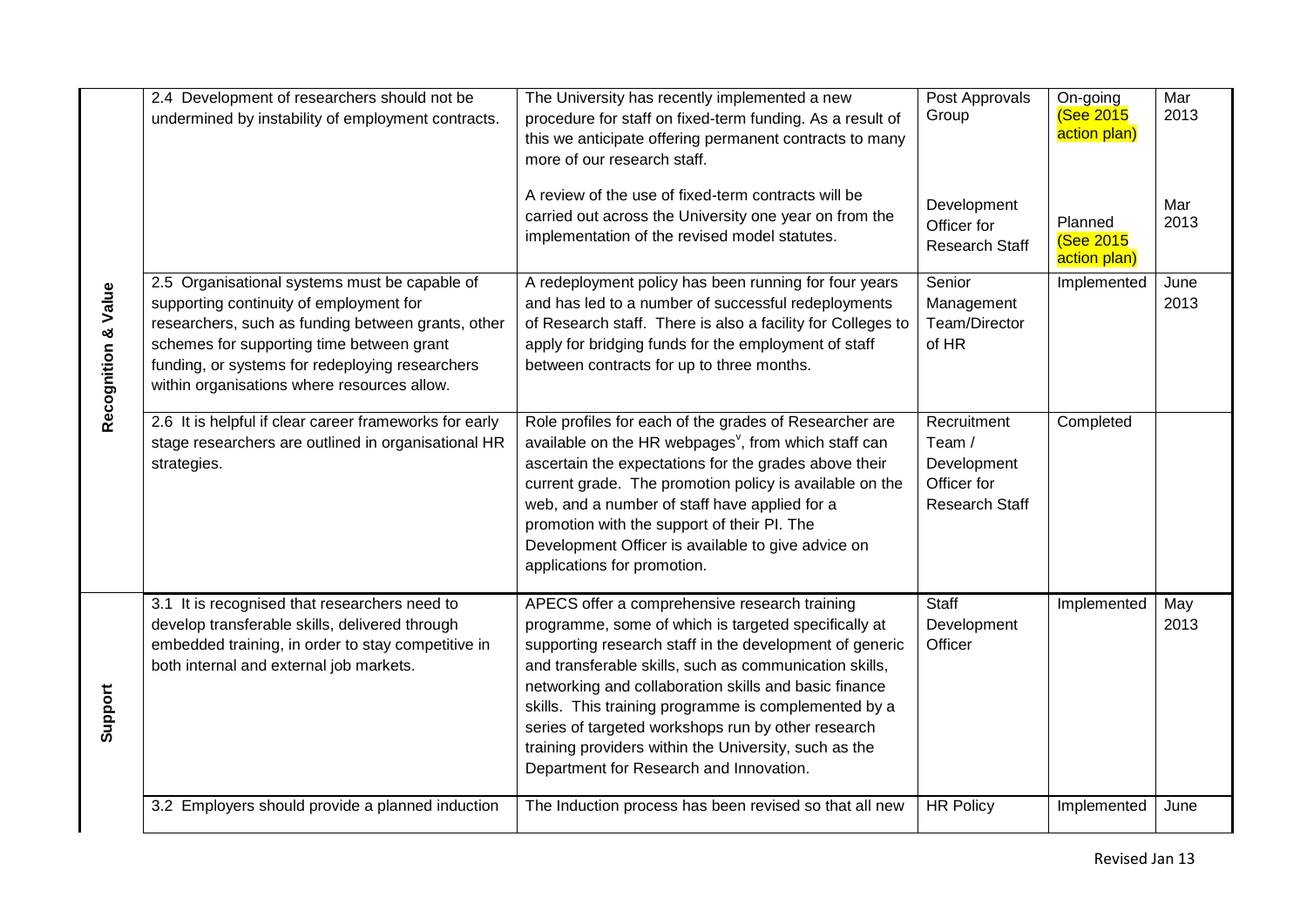| | | | | | |
|---|---|---|---|---|---|
| Recognition & Value | 2.4 Development of researchers should not be undermined by instability of employment contracts. | The University has recently implemented a new procedure for staff on fixed-term funding. As a result of this we anticipate offering permanent contracts to many more of our research staff. | Post Approvals Group | On-going (See 2015 action plan) | Mar 2013 |
| | | A review of the use of fixed-term contracts will be carried out across the University one year on from the implementation of the revised model statutes. | Development Officer for Research Staff | Planned (See 2015 action plan) | Mar 2013 |
| | 2.5 Organisational systems must be capable of supporting continuity of employment for researchers, such as funding between grants, other schemes for supporting time between grant funding, or systems for redeploying researchers within organisations where resources allow. | A redeployment policy has been running for four years and has led to a number of successful redeployments of Research staff. There is also a facility for Colleges to apply for bridging funds for the employment of staff between contracts for up to three months. | Senior Management Team/Director of HR | Implemented | June 2013 |
| | 2.6 It is helpful if clear career frameworks for early stage researchers are outlined in organisational HR strategies. | Role profiles for each of the grades of Researcher are available on the HR webpages[v], from which staff can ascertain the expectations for the grades above their current grade. The promotion policy is available on the web, and a number of staff have applied for a promotion with the support of their PI. The Development Officer is available to give advice on applications for promotion. | Recruitment Team / Development Officer for Research Staff | Completed | |
| Support | 3.1 It is recognised that researchers need to develop transferable skills, delivered through embedded training, in order to stay competitive in both internal and external job markets. | APECS offer a comprehensive research training programme, some of which is targeted specifically at supporting research staff in the development of generic and transferable skills, such as communication skills, networking and collaboration skills and basic finance skills. This training programme is complemented by a series of targeted workshops run by other research training providers within the University, such as the Department for Research and Innovation. | Staff Development Officer | Implemented | May 2013 |
| | 3.2 Employers should provide a planned induction | The Induction process has been revised so that all new | HR Policy | Implemented | June |

Revised Jan 13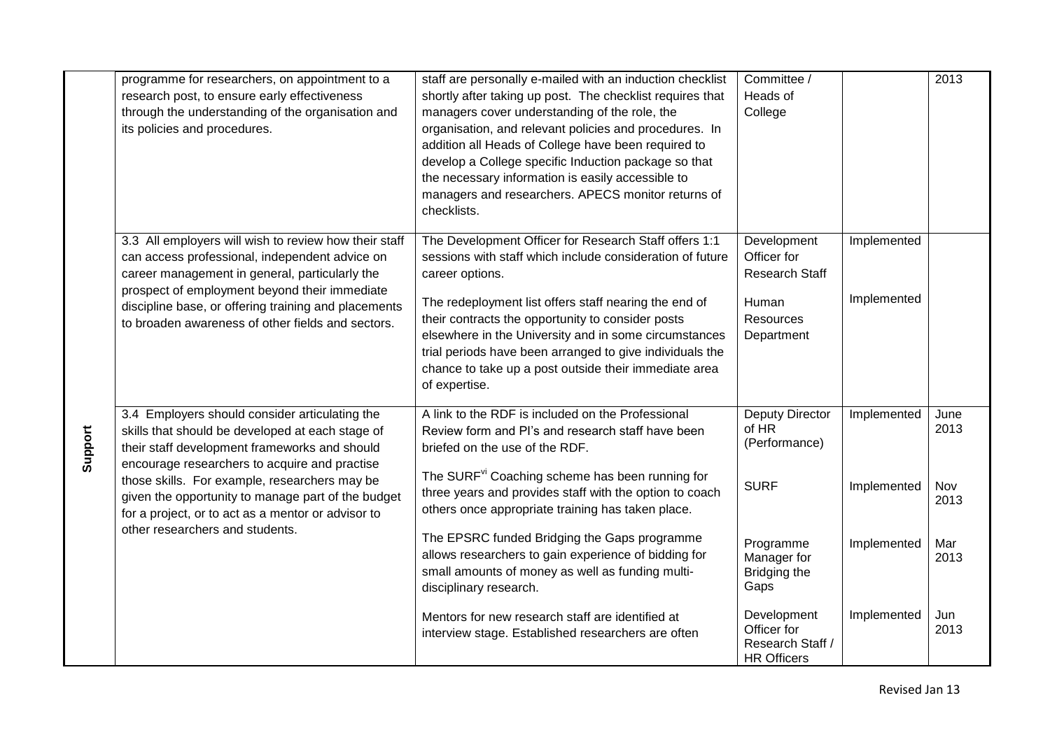|  |  |  |  |  |  |
|---|---|---|---|---|---|
| Support | programme for researchers, on appointment to a research post, to ensure early effectiveness through the understanding of the organisation and its policies and procedures. | staff are personally e-mailed with an induction checklist shortly after taking up post. The checklist requires that managers cover understanding of the role, the organisation, and relevant policies and procedures. In addition all Heads of College have been required to develop a College specific Induction package so that the necessary information is easily accessible to managers and researchers. APECS monitor returns of checklists. | Committee / Heads of College |  | 2013 |
|  | 3.3 All employers will wish to review how their staff can access professional, independent advice on career management in general, particularly the prospect of employment beyond their immediate discipline base, or offering training and placements to broaden awareness of other fields and sectors. | The Development Officer for Research Staff offers 1:1 sessions with staff which include consideration of future career options. | Development Officer for Research Staff | Implemented |  |
|  |  | The redeployment list offers staff nearing the end of their contracts the opportunity to consider posts elsewhere in the University and in some circumstances trial periods have been arranged to give individuals the chance to take up a post outside their immediate area of expertise. | Human Resources Department | Implemented |  |
|  | 3.4 Employers should consider articulating the skills that should be developed at each stage of their staff development frameworks and should encourage researchers to acquire and practise those skills. For example, researchers may be given the opportunity to manage part of the budget for a project, or to act as a mentor or advisor to other researchers and students. | A link to the RDF is included on the Professional Review form and PI's and research staff have been briefed on the use of the RDF. | Deputy Director of HR (Performance) | Implemented | June 2013 |
|  |  | The SURF[vi] Coaching scheme has been running for three years and provides staff with the option to coach others once appropriate training has taken place. | SURF | Implemented | Nov 2013 |
|  |  | The EPSRC funded Bridging the Gaps programme allows researchers to gain experience of bidding for small amounts of money as well as funding multi-disciplinary research. | Programme Manager for Bridging the Gaps | Implemented | Mar 2013 |
|  |  | Mentors for new research staff are identified at interview stage. Established researchers are often | Development Officer for Research Staff / HR Officers | Implemented | Jun 2013 |

Revised Jan 13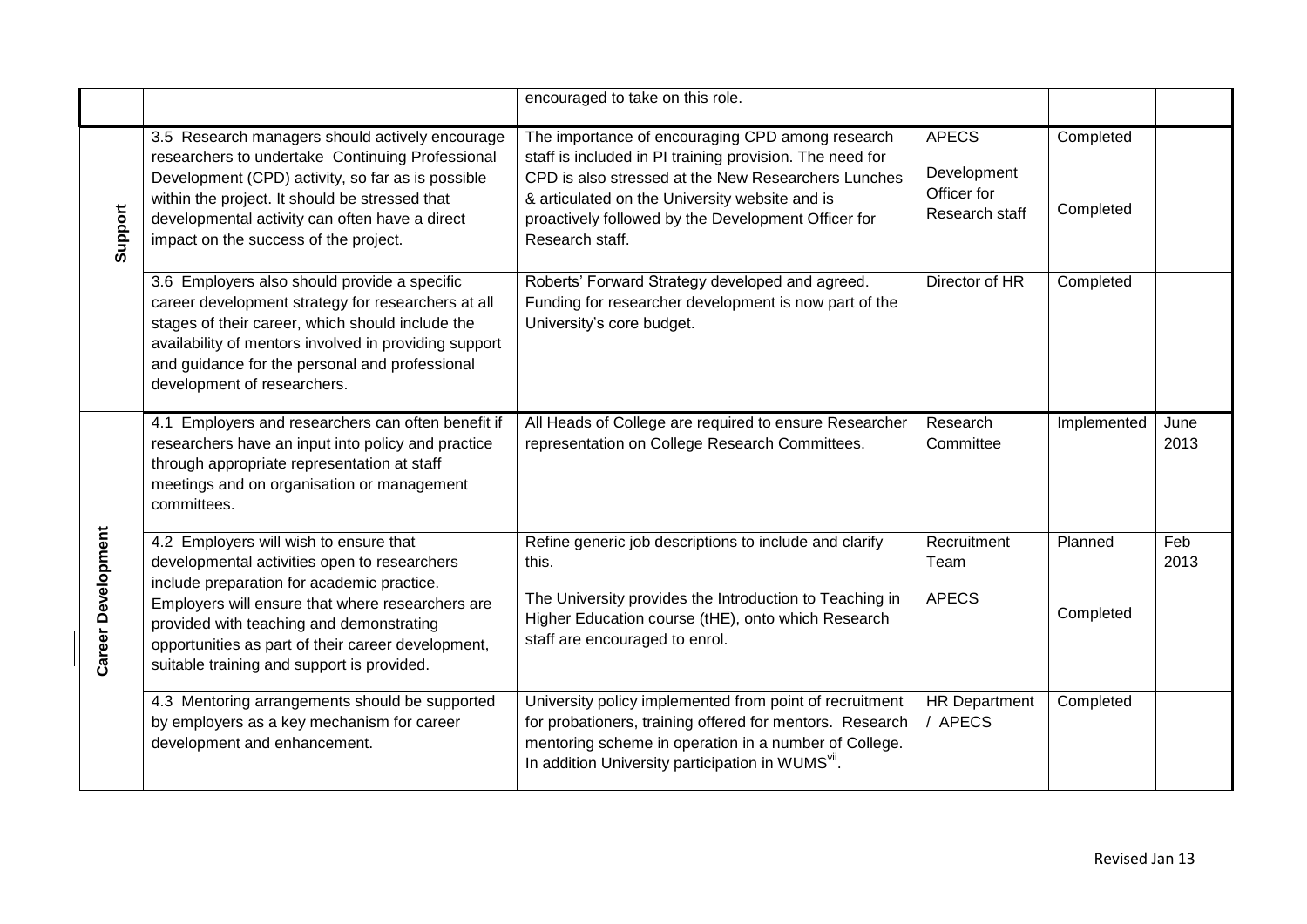| | | encouraged to take on this role. | | | |
|---|---|---|---|---|---|
| Support | 3.5 Research managers should actively encourage researchers to undertake Continuing Professional Development (CPD) activity, so far as is possible within the project. It should be stressed that developmental activity can often have a direct impact on the success of the project. | The importance of encouraging CPD among research staff is included in PI training provision. The need for CPD is also stressed at the New Researchers Lunches & articulated on the University website and is proactively followed by the Development Officer for Research staff. | APECS<br><br>Development Officer for Research staff | Completed<br><br>Completed | |
| | 3.6 Employers also should provide a specific career development strategy for researchers at all stages of their career, which should include the availability of mentors involved in providing support and guidance for the personal and professional development of researchers. | Roberts' Forward Strategy developed and agreed. Funding for researcher development is now part of the University's core budget. | Director of HR | Completed | |
| Career Development | 4.1 Employers and researchers can often benefit if researchers have an input into policy and practice through appropriate representation at staff meetings and on organisation or management committees. | All Heads of College are required to ensure Researcher representation on College Research Committees. | Research Committee | Implemented | June 2013 |
| | 4.2 Employers will wish to ensure that developmental activities open to researchers include preparation for academic practice. Employers will ensure that where researchers are provided with teaching and demonstrating opportunities as part of their career development, suitable training and support is provided. | Refine generic job descriptions to include and clarify this.<br><br>The University provides the Introduction to Teaching in Higher Education course (tHE), onto which Research staff are encouraged to enrol. | Recruitment Team<br><br>APECS | Planned<br><br>Completed | Feb 2013 |
| | 4.3 Mentoring arrangements should be supported by employers as a key mechanism for career development and enhancement. | University policy implemented from point of recruitment for probationers, training offered for mentors. Research mentoring scheme in operation in a number of College. In addition University participation in WUMS[vii]. | HR Department / APECS | Completed | |

Revised Jan 13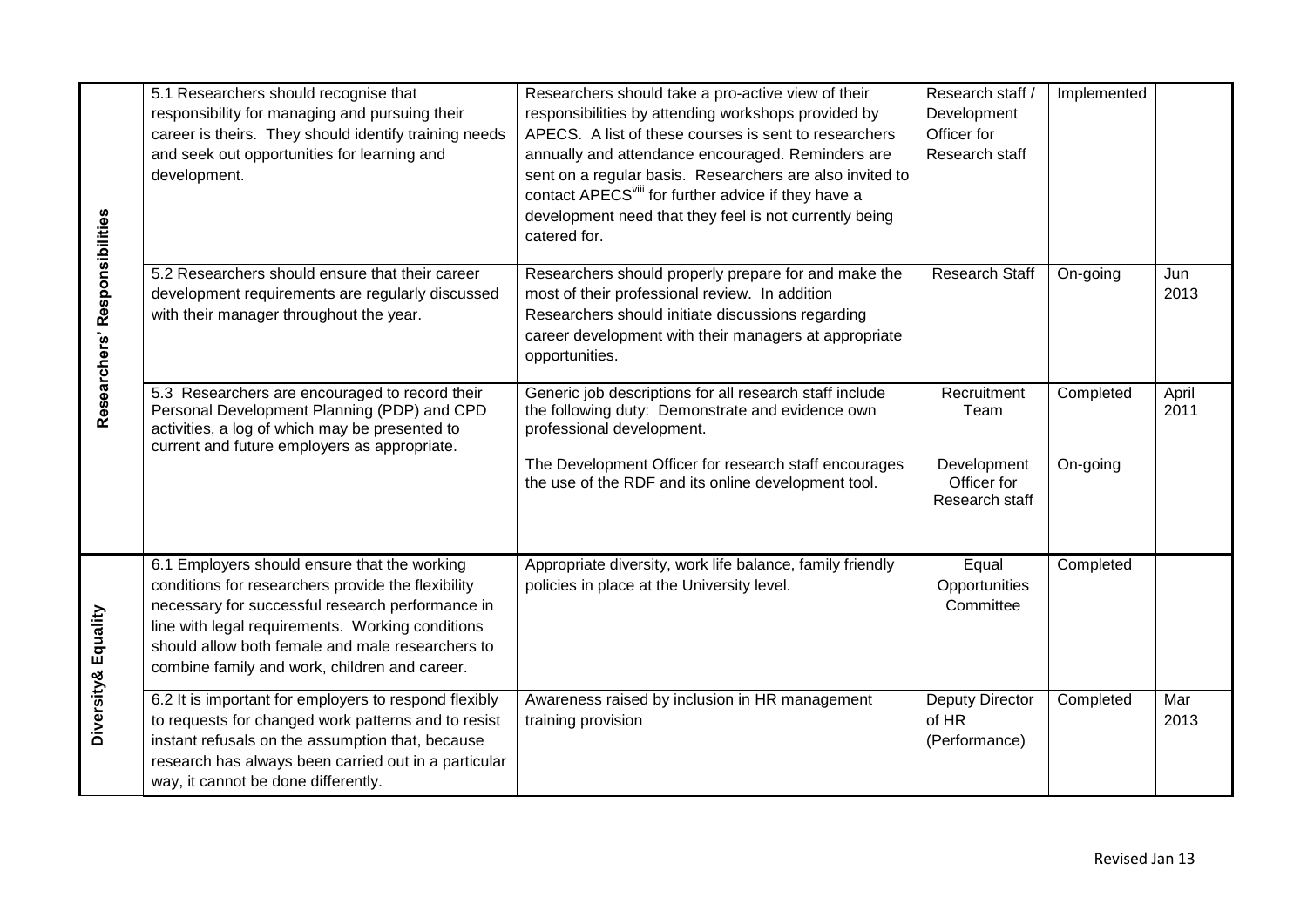| | | | | | |
|---|---|---|---|---|---|
| Researchers' Responsibilities | 5.1 Researchers should recognise that responsibility for managing and pursuing their career is theirs. They should identify training needs and seek out opportunities for learning and development. | Researchers should take a pro-active view of their responsibilities by attending workshops provided by APECS. A list of these courses is sent to researchers annually and attendance encouraged. Reminders are sent on a regular basis. Researchers are also invited to contact APECS[viii] for further advice if they have a development need that they feel is not currently being catered for. | Research staff / Development Officer for Research staff | Implemented | |
| | 5.2 Researchers should ensure that their career development requirements are regularly discussed with their manager throughout the year. | Researchers should properly prepare for and make the most of their professional review. In addition Researchers should initiate discussions regarding career development with their managers at appropriate opportunities. | Research Staff | On-going | Jun 2013 |
| | 5.3 Researchers are encouraged to record their Personal Development Planning (PDP) and CPD activities, a log of which may be presented to current and future employers as appropriate. | Generic job descriptions for all research staff include the following duty: Demonstrate and evidence own professional development.<br><br>The Development Officer for research staff encourages the use of the RDF and its online development tool. | Recruitment Team<br><br>Development Officer for Research staff | Completed<br><br>On-going | April 2011 |
| Diversity& Equality | 6.1 Employers should ensure that the working conditions for researchers provide the flexibility necessary for successful research performance in line with legal requirements. Working conditions should allow both female and male researchers to combine family and work, children and career. | Appropriate diversity, work life balance, family friendly policies in place at the University level. | Equal Opportunities Committee | Completed | |
| | 6.2 It is important for employers to respond flexibly to requests for changed work patterns and to resist instant refusals on the assumption that, because research has always been carried out in a particular way, it cannot be done differently. | Awareness raised by inclusion in HR management training provision | Deputy Director of HR (Performance) | Completed | Mar 2013 |

Revised Jan 13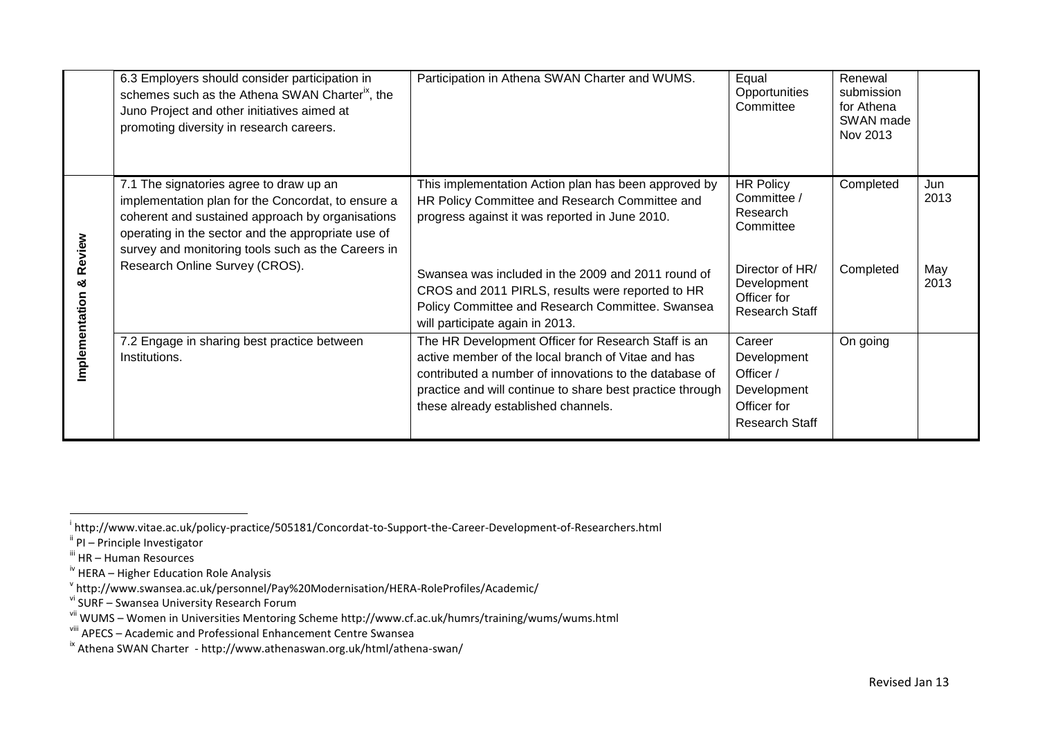| | | | | | |
|---|---|---|---|---|---|
| | 6.3 Employers should consider participation in schemes such as the Athena SWAN Charter[ix], the Juno Project and other initiatives aimed at promoting diversity in research careers. | Participation in Athena SWAN Charter and WUMS. | Equal Opportunities Committee | Renewal submission for Athena SWAN made Nov 2013 | |
| Implementation & Review | 7.1 The signatories agree to draw up an implementation plan for the Concordat, to ensure a coherent and sustained approach by organisations operating in the sector and the appropriate use of survey and monitoring tools such as the Careers in Research Online Survey (CROS). | This implementation Action plan has been approved by HR Policy Committee and Research Committee and progress against it was reported in June 2010. | HR Policy Committee / Research Committee | Completed | Jun 2013 |
| | | Swansea was included in the 2009 and 2011 round of CROS and 2011 PIRLS, results were reported to HR Policy Committee and Research Committee. Swansea will participate again in 2013. | Director of HR/ Development Officer for Research Staff | Completed | May 2013 |
| | 7.2 Engage in sharing best practice between Institutions. | The HR Development Officer for Research Staff is an active member of the local branch of Vitae and has contributed a number of innovations to the database of practice and will continue to share best practice through these already established channels. | Career Development Officer / Development Officer for Research Staff | On going | |

---

[i] http://www.vitae.ac.uk/policy-practice/505181/Concordat-to-Support-the-Career-Development-of-Researchers.html

[ii] PI – Principle Investigator

[iii] HR – Human Resources

[iv] HERA – Higher Education Role Analysis

[v] http://www.swansea.ac.uk/personnel/Pay%20Modernisation/HERA-RoleProfiles/Academic/

[vi] SURF – Swansea University Research Forum

[vii] WUMS – Women in Universities Mentoring Scheme http://www.cf.ac.uk/humrs/training/wums/wums.html

[viii] APECS – Academic and Professional Enhancement Centre Swansea

[ix] Athena SWAN Charter - http://www.athenaswan.org.uk/html/athena-swan/

Revised Jan 13